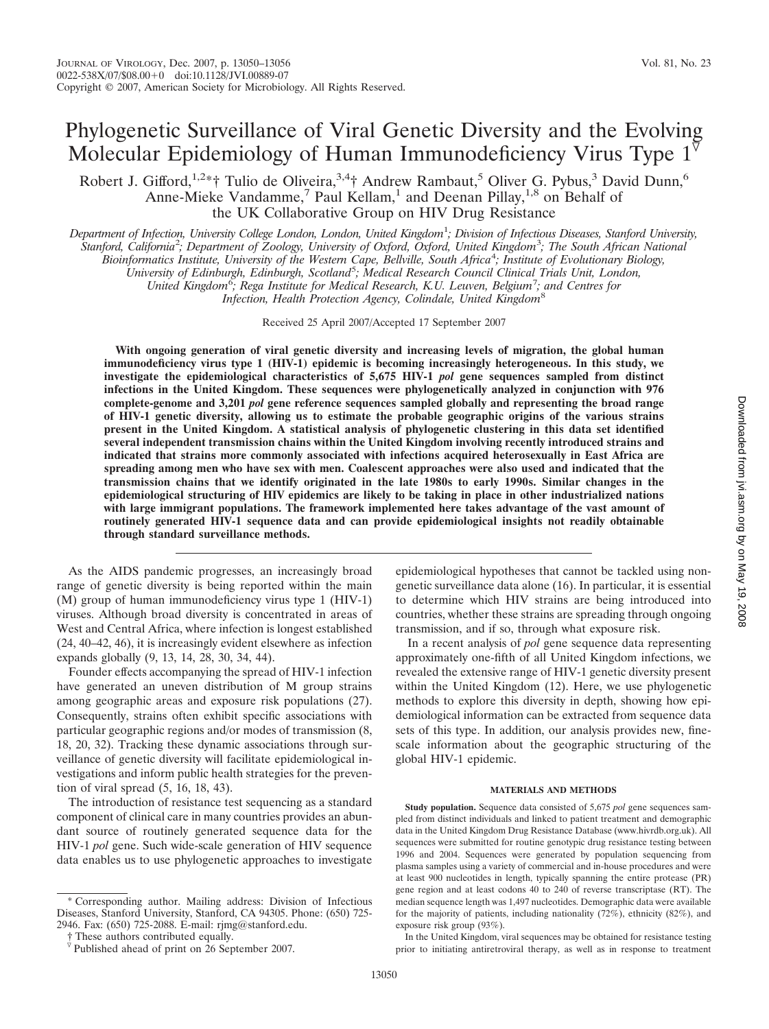# Phylogenetic Surveillance of Viral Genetic Diversity and the Evolving Molecular Epidemiology of Human Immunodeficiency Virus Type 1

Robert J. Gifford,[1,2]*† Tulio de Oliveira,[3,4]† Andrew Rambaut,[5] Oliver G. Pybus,[3] David Dunn,[6] Anne-Mieke Vandamme,[7] Paul Kellam,[1] and Deenan Pillay,[1,8] on Behalf of the UK Collaborative Group on HIV Drug Resistance

*Department of Infection, University College London, London, United Kingdom[1]; Division of Infectious Diseases, Stanford University, Stanford, California[2]; Department of Zoology, University of Oxford, Oxford, United Kingdom[3]; The South African National Bioinformatics Institute, University of the Western Cape, Bellville, South Africa[4]; Institute of Evolutionary Biology, University of Edinburgh, Edinburgh, Scotland[5]; Medical Research Council Clinical Trials Unit, London, United Kingdom[6]; Rega Institute for Medical Research, K.U. Leuven, Belgium[7]; and Centres for Infection, Health Protection Agency, Colindale, United Kingdom[8]*

Received 25 April 2007/Accepted 17 September 2007

**With ongoing generation of viral genetic diversity and increasing levels of migration, the global human immunodeficiency virus type 1 (HIV-1) epidemic is becoming increasingly heterogeneous. In this study, we investigate the epidemiological characteristics of 5,675 HIV-1 *pol* gene sequences sampled from distinct infections in the United Kingdom. These sequences were phylogenetically analyzed in conjunction with 976 complete-genome and 3,201 *pol* gene reference sequences sampled globally and representing the broad range of HIV-1 genetic diversity, allowing us to estimate the probable geographic origins of the various strains present in the United Kingdom. A statistical analysis of phylogenetic clustering in this data set identified several independent transmission chains within the United Kingdom involving recently introduced strains and indicated that strains more commonly associated with infections acquired heterosexually in East Africa are spreading among men who have sex with men. Coalescent approaches were also used and indicated that the transmission chains that we identify originated in the late 1980s to early 1990s. Similar changes in the epidemiological structuring of HIV epidemics are likely to be taking in place in other industrialized nations with large immigrant populations. The framework implemented here takes advantage of the vast amount of routinely generated HIV-1 sequence data and can provide epidemiological insights not readily obtainable through standard surveillance methods.**

As the AIDS pandemic progresses, an increasingly broad range of genetic diversity is being reported within the main (M) group of human immunodeficiency virus type 1 (HIV-1) viruses. Although broad diversity is concentrated in areas of West and Central Africa, where infection is longest established (24, 40–42, 46), it is increasingly evident elsewhere as infection expands globally (9, 13, 14, 28, 30, 34, 44).

Founder effects accompanying the spread of HIV-1 infection have generated an uneven distribution of M group strains among geographic areas and exposure risk populations (27). Consequently, strains often exhibit specific associations with particular geographic regions and/or modes of transmission (8, 18, 20, 32). Tracking these dynamic associations through surveillance of genetic diversity will facilitate epidemiological investigations and inform public health strategies for the prevention of viral spread (5, 16, 18, 43).

The introduction of resistance test sequencing as a standard component of clinical care in many countries provides an abundant source of routinely generated sequence data for the HIV-1 *pol* gene. Such wide-scale generation of HIV sequence data enables us to use phylogenetic approaches to investigate epidemiological hypotheses that cannot be tackled using non-genetic surveillance data alone (16). In particular, it is essential to determine which HIV strains are being introduced into countries, whether these strains are spreading through ongoing transmission, and if so, through what exposure risk.

In a recent analysis of *pol* gene sequence data representing approximately one-fifth of all United Kingdom infections, we revealed the extensive range of HIV-1 genetic diversity present within the United Kingdom (12). Here, we use phylogenetic methods to explore this diversity in depth, showing how epidemiological information can be extracted from sequence data sets of this type. In addition, our analysis provides new, fine-scale information about the geographic structuring of the global HIV-1 epidemic.

## MATERIALS AND METHODS

**Study population.** Sequence data consisted of 5,675 *pol* gene sequences sampled from distinct individuals and linked to patient treatment and demographic data in the United Kingdom Drug Resistance Database (www.hivrdb.org.uk). All sequences were submitted for routine genotypic drug resistance testing between 1996 and 2004. Sequences were generated by population sequencing from plasma samples using a variety of commercial and in-house procedures and were at least 900 nucleotides in length, typically spanning the entire protease (PR) gene region and at least codons 40 to 240 of reverse transcriptase (RT). The median sequence length was 1,497 nucleotides. Demographic data were available for the majority of patients, including nationality (72%), ethnicity (82%), and exposure risk group (93%).

In the United Kingdom, viral sequences may be obtained for resistance testing prior to initiating antiretroviral therapy, as well as in response to treatment

\* Corresponding author. Mailing address: Division of Infectious Diseases, Stanford University, Stanford, CA 94305. Phone: (650) 725-2946. Fax: (650) 725-2088. E-mail: rjmg@stanford.edu.

† These authors contributed equally.

▽ Published ahead of print on 26 September 2007.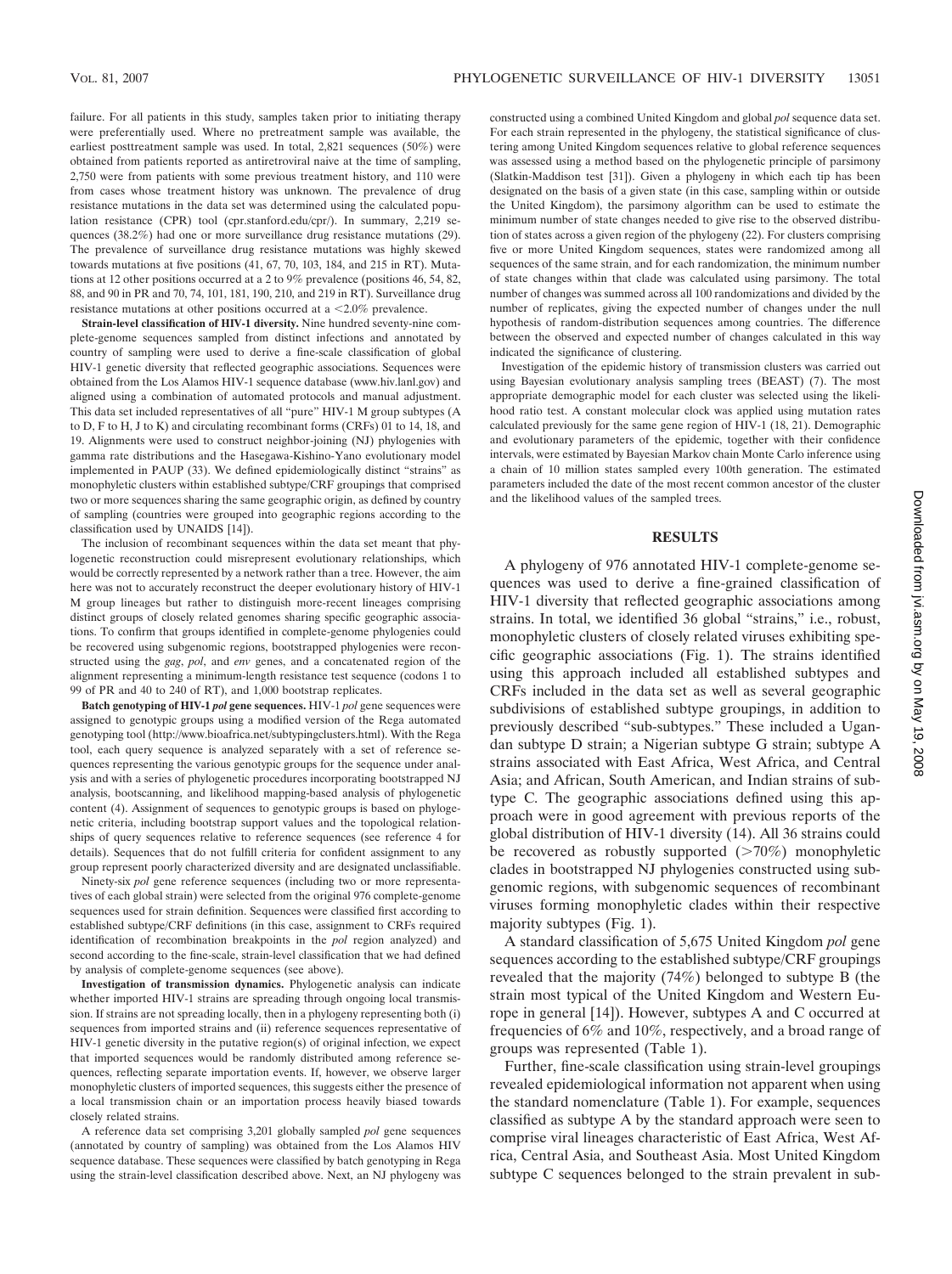failure. For all patients in this study, samples taken prior to initiating therapy were preferentially used. Where no pretreatment sample was available, the earliest posttreatment sample was used. In total, 2,821 sequences (50%) were obtained from patients reported as antiretroviral naive at the time of sampling, 2,750 were from patients with some previous treatment history, and 110 were from cases whose treatment history was unknown. The prevalence of drug resistance mutations in the data set was determined using the calculated population resistance (CPR) tool (cpr.stanford.edu/cpr/). In summary, 2,219 sequences (38.2%) had one or more surveillance drug resistance mutations (29). The prevalence of surveillance drug resistance mutations was highly skewed towards mutations at five positions (41, 67, 70, 103, 184, and 215 in RT). Mutations at 12 other positions occurred at a 2 to 9% prevalence (positions 46, 54, 82, 88, and 90 in PR and 70, 74, 101, 181, 190, 210, and 219 in RT). Surveillance drug resistance mutations at other positions occurred at a <2.0% prevalence.

**Strain-level classification of HIV-1 diversity.** Nine hundred seventy-nine complete-genome sequences sampled from distinct infections and annotated by country of sampling were used to derive a fine-scale classification of global HIV-1 genetic diversity that reflected geographic associations. Sequences were obtained from the Los Alamos HIV-1 sequence database (www.hiv.lanl.gov) and aligned using a combination of automated protocols and manual adjustment. This data set included representatives of all "pure" HIV-1 M group subtypes (A to D, F to H, J to K) and circulating recombinant forms (CRFs) 01 to 14, 18, and 19. Alignments were used to construct neighbor-joining (NJ) phylogenies with gamma rate distributions and the Hasegawa-Kishino-Yano evolutionary model implemented in PAUP (33). We defined epidemiologically distinct "strains" as monophyletic clusters within established subtype/CRF groupings that comprised two or more sequences sharing the same geographic origin, as defined by country of sampling (countries were grouped into geographic regions according to the classification used by UNAIDS [14]).

The inclusion of recombinant sequences within the data set meant that phylogenetic reconstruction could misrepresent evolutionary relationships, which would be correctly represented by a network rather than a tree. However, the aim here was not to accurately reconstruct the deeper evolutionary history of HIV-1 M group lineages but rather to distinguish more-recent lineages comprising distinct groups of closely related genomes sharing specific geographic associations. To confirm that groups identified in complete-genome phylogenies could be recovered using subgenomic regions, bootstrapped phylogenies were reconstructed using the *gag*, *pol*, and *env* genes, and a concatenated region of the alignment representing a minimum-length resistance test sequence (codons 1 to 99 of PR and 40 to 240 of RT), and 1,000 bootstrap replicates.

**Batch genotyping of HIV-1 *pol* gene sequences.** HIV-1 *pol* gene sequences were assigned to genotypic groups using a modified version of the Rega automated genotyping tool (http://www.bioafrica.net/subtypingclusters.html). With the Rega tool, each query sequence is analyzed separately with a set of reference sequences representing the various genotypic groups for the sequence under analysis and with a series of phylogenetic procedures incorporating bootstrapped NJ analysis, bootscanning, and likelihood mapping-based analysis of phylogenetic content (4). Assignment of sequences to genotypic groups is based on phylogenetic criteria, including bootstrap support values and the topological relationships of query sequences relative to reference sequences (see reference 4 for details). Sequences that do not fulfill criteria for confident assignment to any group represent poorly characterized diversity and are designated unclassifiable.

Ninety-six *pol* gene reference sequences (including two or more representatives of each global strain) were selected from the original 976 complete-genome sequences used for strain definition. Sequences were classified first according to established subtype/CRF definitions (in this case, assignment to CRFs required identification of recombination breakpoints in the *pol* region analyzed) and second according to the fine-scale, strain-level classification that we had defined by analysis of complete-genome sequences (see above).

**Investigation of transmission dynamics.** Phylogenetic analysis can indicate whether imported HIV-1 strains are spreading through ongoing local transmission. If strains are not spreading locally, then in a phylogeny representing both (i) sequences from imported strains and (ii) reference sequences representative of HIV-1 genetic diversity in the putative region(s) of original infection, we expect that imported sequences would be randomly distributed among reference sequences, reflecting separate importation events. If, however, we observe larger monophyletic clusters of imported sequences, this suggests either the presence of a local transmission chain or an importation process heavily biased towards closely related strains.

A reference data set comprising 3,201 globally sampled *pol* gene sequences (annotated by country of sampling) was obtained from the Los Alamos HIV sequence database. These sequences were classified by batch genotyping in Rega using the strain-level classification described above. Next, an NJ phylogeny was constructed using a combined United Kingdom and global *pol* sequence data set. For each strain represented in the phylogeny, the statistical significance of clustering among United Kingdom sequences relative to global reference sequences was assessed using a method based on the phylogenetic principle of parsimony (Slatkin-Maddison test [31]). Given a phylogeny in which each tip has been designated on the basis of a given state (in this case, sampling within or outside the United Kingdom), the parsimony algorithm can be used to estimate the minimum number of state changes needed to give rise to the observed distribution of states across a given region of the phylogeny (22). For clusters comprising five or more United Kingdom sequences, states were randomized among all sequences of the same strain, and for each randomization, the minimum number of state changes within that clade was calculated using parsimony. The total number of changes was summed across all 100 randomizations and divided by the number of replicates, giving the expected number of changes under the null hypothesis of random-distribution sequences among countries. The difference between the observed and expected number of changes calculated in this way indicated the significance of clustering.

Investigation of the epidemic history of transmission clusters was carried out using Bayesian evolutionary analysis sampling trees (BEAST) (7). The most appropriate demographic model for each cluster was selected using the likelihood ratio test. A constant molecular clock was applied using mutation rates calculated previously for the same gene region of HIV-1 (18, 21). Demographic and evolutionary parameters of the epidemic, together with their confidence intervals, were estimated by Bayesian Markov chain Monte Carlo inference using a chain of 10 million states sampled every 100th generation. The estimated parameters included the date of the most recent common ancestor of the cluster and the likelihood values of the sampled trees.

## RESULTS

A phylogeny of 976 annotated HIV-1 complete-genome sequences was used to derive a fine-grained classification of HIV-1 diversity that reflected geographic associations among strains. In total, we identified 36 global "strains," i.e., robust, monophyletic clusters of closely related viruses exhibiting specific geographic associations (Fig. 1). The strains identified using this approach included all established subtypes and CRFs included in the data set as well as several geographic subdivisions of established subtype groupings, in addition to previously described "sub-subtypes." These included a Ugandan subtype D strain; a Nigerian subtype G strain; subtype A strains associated with East Africa, West Africa, and Central Asia; and African, South American, and Indian strains of subtype C. The geographic associations defined using this approach were in good agreement with previous reports of the global distribution of HIV-1 diversity (14). All 36 strains could be recovered as robustly supported (>70%) monophyletic clades in bootstrapped NJ phylogenies constructed using subgenomic regions, with subgenomic sequences of recombinant viruses forming monophyletic clades within their respective majority subtypes (Fig. 1).

A standard classification of 5,675 United Kingdom *pol* gene sequences according to the established subtype/CRF groupings revealed that the majority (74%) belonged to subtype B (the strain most typical of the United Kingdom and Western Europe in general [14]). However, subtypes A and C occurred at frequencies of 6% and 10%, respectively, and a broad range of groups was represented (Table 1).

Further, fine-scale classification using strain-level groupings revealed epidemiological information not apparent when using the standard nomenclature (Table 1). For example, sequences classified as subtype A by the standard approach were seen to comprise viral lineages characteristic of East Africa, West Africa, Central Asia, and Southeast Asia. Most United Kingdom subtype C sequences belonged to the strain prevalent in sub-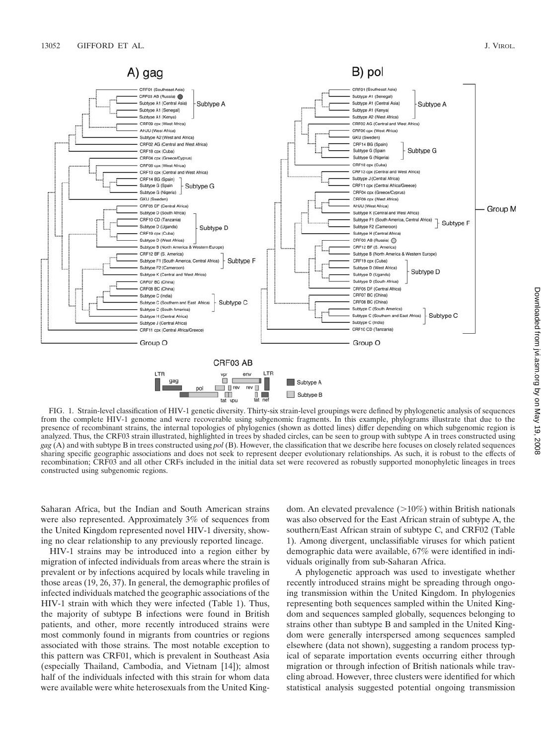FIG. 1. Strain-level classification of HIV-1 genetic diversity. Thirty-six strain-level groupings were defined by phylogenetic analysis of sequences from the complete HIV-1 genome and were recoverable using subgenomic fragments. In this example, phylograms illustrate that due to the presence of recombinant strains, the internal topologies of phylogenies (shown as dotted lines) differ depending on which subgenomic region is analyzed. Thus, the CRF03 strain illustrated, highlighted in trees by shaded circles, can be seen to group with subtype A in trees constructed using *gag* (A) and with subtype B in trees constructed using *pol* (B). However, the classification that we describe here focuses on closely related sequences sharing specific geographic associations and does not seek to represent deeper evolutionary relationships. As such, it is robust to the effects of recombination; CRF03 and all other CRFs included in the initial data set were recovered as robustly supported monophyletic lineages in trees constructed using subgenomic regions.

Saharan Africa, but the Indian and South American strains were also represented. Approximately 3% of sequences from the United Kingdom represented novel HIV-1 diversity, showing no clear relationship to any previously reported lineage.

HIV-1 strains may be introduced into a region either by migration of infected individuals from areas where the strain is prevalent or by infections acquired by locals while traveling in those areas (19, 26, 37). In general, the demographic profiles of infected individuals matched the geographic associations of the HIV-1 strain with which they were infected (Table 1). Thus, the majority of subtype B infections were found in British patients, and other, more recently introduced strains were most commonly found in migrants from countries or regions associated with those strains. The most notable exception to this pattern was CRF01, which is prevalent in Southeast Asia (especially Thailand, Cambodia, and Vietnam [14]); almost half of the individuals infected with this strain for whom data were available were white heterosexuals from the United Kingdom. An elevated prevalence (>10%) within British nationals was also observed for the East African strain of subtype A, the southern/East African strain of subtype C, and CRF02 (Table 1). Among divergent, unclassifiable viruses for which patient demographic data were available, 67% were identified in individuals originally from sub-Saharan Africa.

A phylogenetic approach was used to investigate whether recently introduced strains might be spreading through ongoing transmission within the United Kingdom. In phylogenies representing both sequences sampled within the United Kingdom and sequences sampled globally, sequences belonging to strains other than subtype B and sampled in the United Kingdom were generally interspersed among sequences sampled elsewhere (data not shown), suggesting a random process typical of separate importation events occurring either through migration or through infection of British nationals while traveling abroad. However, three clusters were identified for which statistical analysis suggested potential ongoing transmission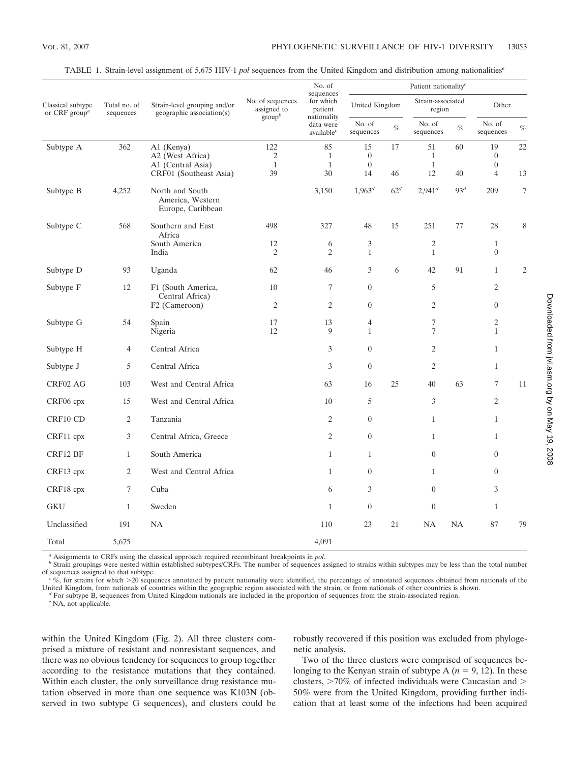TABLE 1. Strain-level assignment of 5,675 HIV-1 *pol* sequences from the United Kingdom and distribution among nationalities[e]

| Classical subtype or CRF group[a] | Total no. of sequences | Strain-level grouping and/or geographic association(s) | No. of sequences assigned to group[b] | No. of sequences for which patient nationality data were available[c] | Patient nationality[c] | | | | | |
|---|---|---|---|---|---|---|---|---|---|---|
| | | | | | United Kingdom | | Strain-associated region | | Other | |
| | | | | | No. of sequences | % | No. of sequences | % | No. of sequences | % |
| Subtype A | 362 | A1 (Kenya) | 122 | 85 | 15 | 17 | 51 | 60 | 19 | 22 |
| | | A2 (West Africa) | 2 | 1 | 0 | | 1 | | 0 | |
| | | A1 (Central Asia) | 1 | 1 | 0 | | 1 | | 0 | |
| | | CRF01 (Southeast Asia) | 39 | 30 | 14 | 46 | 12 | 40 | 4 | 13 |
| Subtype B | 4,252 | North and South America, Western Europe, Caribbean | | 3,150 | 1,963[d] | 62[d] | 2,941[d] | 93[d] | 209 | 7 |
| Subtype C | 568 | Southern and East Africa | 498 | 327 | 48 | 15 | 251 | 77 | 28 | 8 |
| | | South America | 12 | 6 | 3 | | 2 | | 1 | |
| | | India | 2 | 2 | 1 | | 1 | | 0 | |
| Subtype D | 93 | Uganda | 62 | 46 | 3 | 6 | 42 | 91 | 1 | 2 |
| Subtype F | 12 | F1 (South America, Central Africa) | 10 | 7 | 0 | | 5 | | 2 | |
| | | F2 (Cameroon) | 2 | 2 | 0 | | 2 | | 0 | |
| Subtype G | 54 | Spain | 17 | 13 | 4 | | 7 | | 2 | |
| | | Nigeria | 12 | 9 | 1 | | 7 | | 1 | |
| Subtype H | 4 | Central Africa | | 3 | 0 | | 2 | | 1 | |
| Subtype J | 5 | Central Africa | | 3 | 0 | | 2 | | 1 | |
| CRF02 AG | 103 | West and Central Africa | | 63 | 16 | 25 | 40 | 63 | 7 | 11 |
| CRF06 cpx | 15 | West and Central Africa | | 10 | 5 | | 3 | | 2 | |
| CRF10 CD | 2 | Tanzania | | 2 | 0 | | 1 | | 1 | |
| CRF11 cpx | 3 | Central Africa, Greece | | 2 | 0 | | 1 | | 1 | |
| CRF12 BF | 1 | South America | | 1 | 1 | | 0 | | 0 | |
| CRF13 cpx | 2 | West and Central Africa | | 1 | 0 | | 1 | | 0 | |
| CRF18 cpx | 7 | Cuba | | 6 | 3 | | 0 | | 3 | |
| GKU | 1 | Sweden | | 1 | 0 | | 0 | | 1 | |
| Unclassified | 191 | NA | | 110 | 23 | 21 | NA | NA | 87 | 79 |
| Total | 5,675 | | | 4,091 | | | | | | |

[a] Assignments to CRFs using the classical approach required recombinant breakpoints in *pol*.

[b] Strain groupings were nested within established subtypes/CRFs. The number of sequences assigned to strains within subtypes may be less than the total number of sequences assigned to that subtype.

[c] %, for strains for which >20 sequences annotated by patient nationality were identified, the percentage of annotated sequences obtained from nationals of the United Kingdom, from nationals of countries within the geographic region associated with the strain, or from nationals of other countries is shown.

[d] For subtype B, sequences from United Kingdom nationals are included in the proportion of sequences from the strain-associated region.

[e] NA, not applicable.

within the United Kingdom (Fig. 2). All three clusters comprised a mixture of resistant and nonresistant sequences, and there was no obvious tendency for sequences to group together according to the resistance mutations that they contained. Within each cluster, the only surveillance drug resistance mutation observed in more than one sequence was K103N (observed in two subtype G sequences), and clusters could be robustly recovered if this position was excluded from phylogenetic analysis.

Two of the three clusters were comprised of sequences belonging to the Kenyan strain of subtype A ($n = 9, 12$). In these clusters, >70% of infected individuals were Caucasian and > 50% were from the United Kingdom, providing further indication that at least some of the infections had been acquired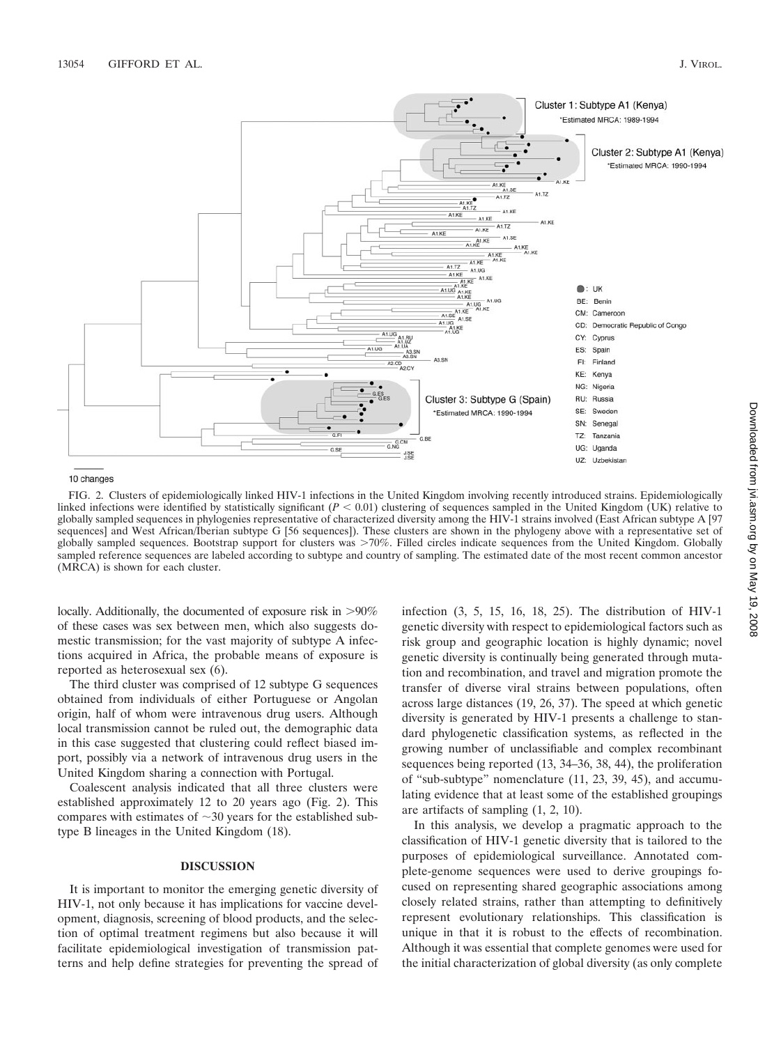FIG. 2. Clusters of epidemiologically linked HIV-1 infections in the United Kingdom involving recently introduced strains. Epidemiologically linked infections were identified by statistically significant ($P < 0.01$) clustering of sequences sampled in the United Kingdom (UK) relative to globally sampled sequences in phylogenies representative of characterized diversity among the HIV-1 strains involved (East African subtype A [97 sequences] and West African/Iberian subtype G [56 sequences]). These clusters are shown in the phylogeny above with a representative set of globally sampled sequences. Bootstrap support for clusters was >70%. Filled circles indicate sequences from the United Kingdom. Globally sampled reference sequences are labeled according to subtype and country of sampling. The estimated date of the most recent common ancestor (MRCA) is shown for each cluster.

locally. Additionally, the documented of exposure risk in >90% of these cases was sex between men, which also suggests domestic transmission; for the vast majority of subtype A infections acquired in Africa, the probable means of exposure is reported as heterosexual sex (6).

The third cluster was comprised of 12 subtype G sequences obtained from individuals of either Portuguese or Angolan origin, half of whom were intravenous drug users. Although local transmission cannot be ruled out, the demographic data in this case suggested that clustering could reflect biased import, possibly via a network of intravenous drug users in the United Kingdom sharing a connection with Portugal.

Coalescent analysis indicated that all three clusters were established approximately 12 to 20 years ago (Fig. 2). This compares with estimates of ~30 years for the established subtype B lineages in the United Kingdom (18).

## DISCUSSION

It is important to monitor the emerging genetic diversity of HIV-1, not only because it has implications for vaccine development, diagnosis, screening of blood products, and the selection of optimal treatment regimens but also because it will facilitate epidemiological investigation of transmission patterns and help define strategies for preventing the spread of infection (3, 5, 15, 16, 18, 25). The distribution of HIV-1 genetic diversity with respect to epidemiological factors such as risk group and geographic location is highly dynamic; novel genetic diversity is continually being generated through mutation and recombination, and travel and migration promote the transfer of diverse viral strains between populations, often across large distances (19, 26, 37). The speed at which genetic diversity is generated by HIV-1 presents a challenge to standard phylogenetic classification systems, as reflected in the growing number of unclassifiable and complex recombinant sequences being reported (13, 34–36, 38, 44), the proliferation of "sub-subtype" nomenclature (11, 23, 39, 45), and accumulating evidence that at least some of the established groupings are artifacts of sampling (1, 2, 10).

In this analysis, we develop a pragmatic approach to the classification of HIV-1 genetic diversity that is tailored to the purposes of epidemiological surveillance. Annotated complete-genome sequences were used to derive groupings focused on representing shared geographic associations among closely related strains, rather than attempting to definitively represent evolutionary relationships. This classification is unique in that it is robust to the effects of recombination. Although it was essential that complete genomes were used for the initial characterization of global diversity (as only complete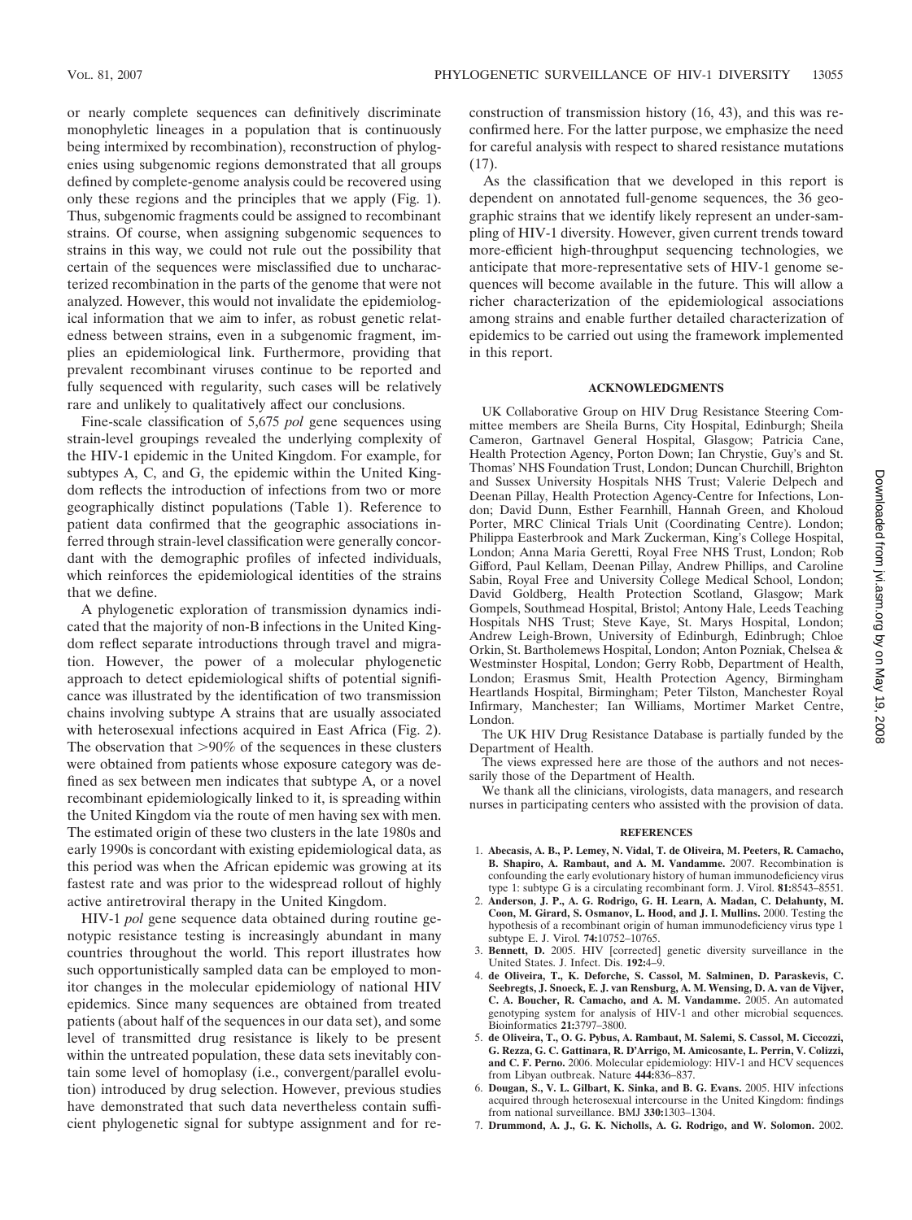or nearly complete sequences can definitively discriminate monophyletic lineages in a population that is continuously being intermixed by recombination), reconstruction of phylogenies using subgenomic regions demonstrated that all groups defined by complete-genome analysis could be recovered using only these regions and the principles that we apply (Fig. 1). Thus, subgenomic fragments could be assigned to recombinant strains. Of course, when assigning subgenomic sequences to strains in this way, we could not rule out the possibility that certain of the sequences were misclassified due to uncharacterized recombination in the parts of the genome that were not analyzed. However, this would not invalidate the epidemiological information that we aim to infer, as robust genetic relatedness between strains, even in a subgenomic fragment, implies an epidemiological link. Furthermore, providing that prevalent recombinant viruses continue to be reported and fully sequenced with regularity, such cases will be relatively rare and unlikely to qualitatively affect our conclusions.

Fine-scale classification of 5,675 *pol* gene sequences using strain-level groupings revealed the underlying complexity of the HIV-1 epidemic in the United Kingdom. For example, for subtypes A, C, and G, the epidemic within the United Kingdom reflects the introduction of infections from two or more geographically distinct populations (Table 1). Reference to patient data confirmed that the geographic associations inferred through strain-level classification were generally concordant with the demographic profiles of infected individuals, which reinforces the epidemiological identities of the strains that we define.

A phylogenetic exploration of transmission dynamics indicated that the majority of non-B infections in the United Kingdom reflect separate introductions through travel and migration. However, the power of a molecular phylogenetic approach to detect epidemiological shifts of potential significance was illustrated by the identification of two transmission chains involving subtype A strains that are usually associated with heterosexual infections acquired in East Africa (Fig. 2). The observation that >90% of the sequences in these clusters were obtained from patients whose exposure category was defined as sex between men indicates that subtype A, or a novel recombinant epidemiologically linked to it, is spreading within the United Kingdom via the route of men having sex with men. The estimated origin of these two clusters in the late 1980s and early 1990s is concordant with existing epidemiological data, as this period was when the African epidemic was growing at its fastest rate and was prior to the widespread rollout of highly active antiretroviral therapy in the United Kingdom.

HIV-1 *pol* gene sequence data obtained during routine genotypic resistance testing is increasingly abundant in many countries throughout the world. This report illustrates how such opportunistically sampled data can be employed to monitor changes in the molecular epidemiology of national HIV epidemics. Since many sequences are obtained from treated patients (about half of the sequences in our data set), and some level of transmitted drug resistance is likely to be present within the untreated population, these data sets inevitably contain some level of homoplasy (i.e., convergent/parallel evolution) introduced by drug selection. However, previous studies have demonstrated that such data nevertheless contain sufficient phylogenetic signal for subtype assignment and for reconstruction of transmission history (16, 43), and this was reconfirmed here. For the latter purpose, we emphasize the need for careful analysis with respect to shared resistance mutations (17).

As the classification that we developed in this report is dependent on annotated full-genome sequences, the 36 geographic strains that we identify likely represent an under-sampling of HIV-1 diversity. However, given current trends toward more-efficient high-throughput sequencing technologies, we anticipate that more-representative sets of HIV-1 genome sequences will become available in the future. This will allow a richer characterization of the epidemiological associations among strains and enable further detailed characterization of epidemics to be carried out using the framework implemented in this report.

## ACKNOWLEDGMENTS

UK Collaborative Group on HIV Drug Resistance Steering Committee members are Sheila Burns, City Hospital, Edinburgh; Sheila Cameron, Gartnavel General Hospital, Glasgow; Patricia Cane, Health Protection Agency, Porton Down; Ian Chrystie, Guy's and St. Thomas' NHS Foundation Trust, London; Duncan Churchill, Brighton and Sussex University Hospitals NHS Trust; Valerie Delpech and Deenan Pillay, Health Protection Agency-Centre for Infections, London; David Dunn, Esther Fearnhill, Hannah Green, and Kholoud Porter, MRC Clinical Trials Unit (Coordinating Centre). London; Philippa Easterbrook and Mark Zuckerman, King's College Hospital, London; Anna Maria Geretti, Royal Free NHS Trust, London; Rob Gifford, Paul Kellam, Deenan Pillay, Andrew Phillips, and Caroline Sabin, Royal Free and University College Medical School, London; David Goldberg, Health Protection Scotland, Glasgow; Mark Gompels, Southmead Hospital, Bristol; Antony Hale, Leeds Teaching Hospitals NHS Trust; Steve Kaye, St. Marys Hospital, London; Andrew Leigh-Brown, University of Edinburgh, Edinbrugh; Chloe Orkin, St. Bartholemews Hospital, London; Anton Pozniak, Chelsea & Westminster Hospital, London; Gerry Robb, Department of Health, London; Erasmus Smit, Health Protection Agency, Birmingham Heartlands Hospital, Birmingham; Peter Tilston, Manchester Royal Infirmary, Manchester; Ian Williams, Mortimer Market Centre, London.

The UK HIV Drug Resistance Database is partially funded by the Department of Health.

The views expressed here are those of the authors and not necessarily those of the Department of Health.

We thank all the clinicians, virologists, data managers, and research nurses in participating centers who assisted with the provision of data.

## REFERENCES

1. **Abecasis, A. B., P. Lemey, N. Vidal, T. de Oliveira, M. Peeters, R. Camacho, B. Shapiro, A. Rambaut, and A. M. Vandamme.** 2007. Recombination is confounding the early evolutionary history of human immunodeficiency virus type 1: subtype G is a circulating recombinant form. J. Virol. **81:**8543–8551.
2. **Anderson, J. P., A. G. Rodrigo, G. H. Learn, A. Madan, C. Delahunty, M. Coon, M. Girard, S. Osmanov, L. Hood, and J. I. Mullins.** 2000. Testing the hypothesis of a recombinant origin of human immunodeficiency virus type 1 subtype E. J. Virol. **74:**10752–10765.
3. **Bennett, D.** 2005. HIV [corrected] genetic diversity surveillance in the United States. J. Infect. Dis. **192:**4–9.
4. **de Oliveira, T., K. Deforche, S. Cassol, M. Salminen, D. Paraskevis, C. Seebregts, J. Snoeck, E. J. van Rensburg, A. M. Wensing, D. A. van de Vijver, C. A. Boucher, R. Camacho, and A. M. Vandamme.** 2005. An automated genotyping system for analysis of HIV-1 and other microbial sequences. Bioinformatics **21:**3797–3800.
5. **de Oliveira, T., O. G. Pybus, A. Rambaut, M. Salemi, S. Cassol, M. Ciccozzi, G. Rezza, G. C. Gattinara, R. D'Arrigo, M. Amicosante, L. Perrin, V. Colizzi, and C. F. Perno.** 2006. Molecular epidemiology: HIV-1 and HCV sequences from Libyan outbreak. Nature **444:**836–837.
6. **Dougan, S., V. L. Gilbert, K. Sinka, and B. G. Evans.** 2005. HIV infections acquired through heterosexual intercourse in the United Kingdom: findings from national surveillance. BMJ **330:**1303–1304.
7. **Drummond, A. J., G. K. Nicholls, A. G. Rodrigo, and W. Solomon.** 2002.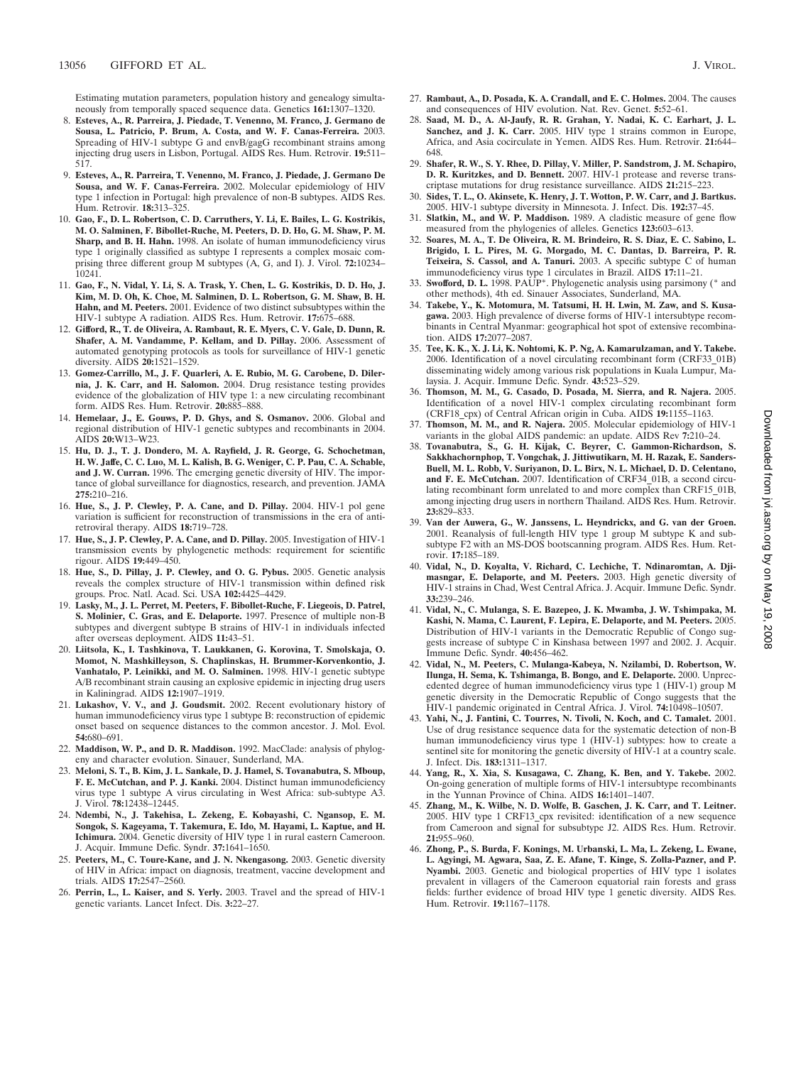Estimating mutation parameters, population history and genealogy simultaneously from temporally spaced sequence data. Genetics **161:**1307–1320.

8. **Esteves, A., R. Parreira, J. Piedade, T. Venenno, M. Franco, J. Germano de Sousa, L. Patricio, P. Brum, A. Costa, and W. F. Canas-Ferreira.** 2003. Spreading of HIV-1 subtype G and envB/gagG recombinant strains among injecting drug users in Lisbon, Portugal. AIDS Res. Hum. Retrovir. **19:**511–517.
9. **Esteves, A., R. Parreira, T. Venenno, M. Franco, J. Piedade, J. Germano De Sousa, and W. F. Canas-Ferreira.** 2002. Molecular epidemiology of HIV type 1 infection in Portugal: high prevalence of non-B subtypes. AIDS Res. Hum. Retrovir. **18:**313–325.
10. **Gao, F., D. L. Robertson, C. D. Carruthers, Y. Li, E. Bailes, L. G. Kostrikis, M. O. Salminen, F. Bibollet-Ruche, M. Peeters, D. D. Ho, G. M. Shaw, P. M. Sharp, and B. H. Hahn.** 1998. An isolate of human immunodeficiency virus type 1 originally classified as subtype I represents a complex mosaic comprising three different group M subtypes (A, G, and I). J. Virol. **72:**10234–10241.
11. **Gao, F., N. Vidal, Y. Li, S. A. Trask, Y. Chen, L. G. Kostrikis, D. D. Ho, J. Kim, M. D. Oh, K. Choe, M. Salminen, D. L. Robertson, G. M. Shaw, B. H. Hahn, and M. Peeters.** 2001. Evidence of two distinct subsubtypes within the HIV-1 subtype A radiation. AIDS Res. Hum. Retrovir. **17:**675–688.
12. **Gifford, R., T. de Oliveira, A. Rambaut, R. E. Myers, C. V. Gale, D. Dunn, R. Shafer, A. M. Vandamme, P. Kellam, and D. Pillay.** 2006. Assessment of automated genotyping protocols as tools for surveillance of HIV-1 genetic diversity. AIDS **20:**1521–1529.
13. **Gomez-Carrillo, M., J. F. Quarleri, A. E. Rubio, M. G. Carobene, D. Dilernia, J. K. Carr, and H. Salomon.** 2004. Drug resistance testing provides evidence of the globalization of HIV type 1: a new circulating recombinant form. AIDS Res. Hum. Retrovir. **20:**885–888.
14. **Hemelaar, J., E. Gouws, P. D. Ghys, and S. Osmanov.** 2006. Global and regional distribution of HIV-1 genetic subtypes and recombinants in 2004. AIDS **20:**W13–W23.
15. **Hu, D. J., T. J. Dondero, M. A. Rayfield, J. R. George, G. Schochetman, H. W. Jaffe, C. C. Luo, M. L. Kalish, B. G. Weniger, C. P. Pau, C. A. Schable, and J. W. Curran.** 1996. The emerging genetic diversity of HIV. The importance of global surveillance for diagnostics, research, and prevention. JAMA **275:**210–216.
16. **Hue, S., J. P. Clewley, P. A. Cane, and D. Pillay.** 2004. HIV-1 pol gene variation is sufficient for reconstruction of transmissions in the era of antiretroviral therapy. AIDS **18:**719–728.
17. **Hue, S., J. P. Clewley, P. A. Cane, and D. Pillay.** 2005. Investigation of HIV-1 transmission events by phylogenetic methods: requirement for scientific rigour. AIDS **19:**449–450.
18. **Hue, S., D. Pillay, J. P. Clewley, and O. G. Pybus.** 2005. Genetic analysis reveals the complex structure of HIV-1 transmission within defined risk groups. Proc. Natl. Acad. Sci. USA **102:**4425–4429.
19. **Lasky, M., J. L. Perret, M. Peeters, F. Bibollet-Ruche, F. Liegeois, D. Patrel, S. Molinier, C. Gras, and E. Delaporte.** 1997. Presence of multiple non-B subtypes and divergent subtype B strains of HIV-1 in individuals infected after overseas deployment. AIDS **11:**43–51.
20. **Liitsola, K., I. Tashkinova, T. Laukkanen, G. Korovina, T. Smolskaja, O. Momot, N. Mashkilleyson, S. Chaplinskas, H. Brummer-Korvenkontio, J. Vanhatalo, P. Leinikki, and M. O. Salminen.** 1998. HIV-1 genetic subtype A/B recombinant strain causing an explosive epidemic in injecting drug users in Kaliningrad. AIDS **12:**1907–1919.
21. **Lukashov, V. V., and J. Goudsmit.** 2002. Recent evolutionary history of human immunodeficiency virus type 1 subtype B: reconstruction of epidemic onset based on sequence distances to the common ancestor. J. Mol. Evol. **54:**680–691.
22. **Maddison, W. P., and D. R. Maddison.** 1992. MacClade: analysis of phylogeny and character evolution. Sinauer, Sunderland, MA.
23. **Meloni, S. T., B. Kim, J. L. Sankale, D. J. Hamel, S. Tovanabutra, S. Mboup, F. E. McCutchan, and P. J. Kanki.** 2004. Distinct human immunodeficiency virus type 1 subtype A virus circulating in West Africa: sub-subtype A3. J. Virol. **78:**12438–12445.
24. **Ndembi, N., J. Takehisa, L. Zekeng, E. Kobayashi, C. Ngansop, E. M. Songok, S. Kageyama, T. Takemura, E. Ido, M. Hayami, L. Kaptue, and H. Ichimura.** 2004. Genetic diversity of HIV type 1 in rural eastern Cameroon. J. Acquir. Immune Defic. Syndr. **37:**1641–1650.
25. **Peeters, M., C. Toure-Kane, and J. N. Nkengasong.** 2003. Genetic diversity of HIV in Africa: impact on diagnosis, treatment, vaccine development and trials. AIDS **17:**2547–2560.
26. **Perrin, L., L. Kaiser, and S. Yerly.** 2003. Travel and the spread of HIV-1 genetic variants. Lancet Infect. Dis. **3:**22–27.
27. **Rambaut, A., D. Posada, K. A. Crandall, and E. C. Holmes.** 2004. The causes and consequences of HIV evolution. Nat. Rev. Genet. **5:**52–61.
28. **Saad, M. D., A. Al-Jaufy, R. R. Grahan, Y. Nadai, K. C. Earhart, J. L. Sanchez, and J. K. Carr.** 2005. HIV type 1 strains common in Europe, Africa, and Asia cocirculate in Yemen. AIDS Res. Hum. Retrovir. **21:**644–648.
29. **Shafer, R. W., S. Y. Rhee, D. Pillay, V. Miller, P. Sandstrom, J. M. Schapiro, D. R. Kuritzkes, and D. Bennett.** 2007. HIV-1 protease and reverse transcriptase mutations for drug resistance surveillance. AIDS **21:**215–223.
30. **Sides, T. L., O. Akinsete, K. Henry, J. T. Wotton, P. W. Carr, and J. Bartkus.** 2005. HIV-1 subtype diversity in Minnesota. J. Infect. Dis. **192:**37–45.
31. **Slatkin, M., and W. P. Maddison.** 1989. A cladistic measure of gene flow measured from the phylogenies of alleles. Genetics **123:**603–613.
32. **Soares, M. A., T. De Oliveira, R. M. Brindeiro, R. S. Diaz, E. C. Sabino, L. Brigido, I. L. Pires, M. G. Morgado, M. C. Dantas, D. Barreira, P. R. Teixeira, S. Cassol, and A. Tanuri.** 2003. A specific subtype C of human immunodeficiency virus type 1 circulates in Brazil. AIDS **17:**11–21.
33. **Swofford, D. L.** 1998. PAUP*. Phylogenetic analysis using parsimony (* and other methods), 4th ed. Sinauer Associates, Sunderland, MA.
34. **Takebe, Y., K. Motomura, M. Tatsumi, H. H. Lwin, M. Zaw, and S. Kusagawa.** 2003. High prevalence of diverse forms of HIV-1 intersubtype recombinants in Central Myanmar: geographical hot spot of extensive recombination. AIDS **17:**2077–2087.
35. **Tee, K. K., X. J. Li, K. Nohtomi, K. P. Ng, A. Kamarulzaman, and Y. Takebe.** 2006. Identification of a novel circulating recombinant form (CRF33_01B) disseminating widely among various risk populations in Kuala Lumpur, Malaysia. J. Acquir. Immune Defic. Syndr. **43:**523–529.
36. **Thomson, M. M., G. Casado, D. Posada, M. Sierra, and R. Najera.** 2005. Identification of a novel HIV-1 complex circulating recombinant form (CRF18_cpx) of Central African origin in Cuba. AIDS **19:**1155–1163.
37. **Thomson, M. M., and R. Najera.** 2005. Molecular epidemiology of HIV-1 variants in the global AIDS pandemic: an update. AIDS Rev **7:**210–24.
38. **Tovanabutra, S., G. H. Kijak, C. Beyrer, C. Gammon-Richardson, S. Sakkhachornphop, T. Vongchak, J. Jittiwutikarn, M. H. Razak, E. Sanders-Buell, M. L. Robb, V. Suriyanon, D. L. Birx, N. L. Michael, D. D. Celentano, and F. E. McCutchan.** 2007. Identification of CRF34_01B, a second circulating recombinant form unrelated to and more complex than CRF15_01B, among injecting drug users in northern Thailand. AIDS Res. Hum. Retrovir. **23:**829–833.
39. **Van der Auwera, G., W. Janssens, L. Heyndrickx, and G. van der Groen.** 2001. Reanalysis of full-length HIV type 1 group M subtype K and subsubtype F2 with an MS-DOS bootscanning program. AIDS Res. Hum. Retrovir. **17:**185–189.
40. **Vidal, N., D. Koyalta, V. Richard, C. Lechiche, T. Ndinaromtan, A. Djimasngar, E. Delaporte, and M. Peeters.** 2003. High genetic diversity of HIV-1 strains in Chad, West Central Africa. J. Acquir. Immune Defic. Syndr. **33:**239–246.
41. **Vidal, N., C. Mulanga, S. E. Bazepeo, J. K. Mwamba, J. W. Tshimpaka, M. Kashi, N. Mama, C. Laurent, F. Lepira, E. Delaporte, and M. Peeters.** 2005. Distribution of HIV-1 variants in the Democratic Republic of Congo suggests increase of subtype C in Kinshasa between 1997 and 2002. J. Acquir. Immune Defic. Syndr. **40:**456–462.
42. **Vidal, N., M. Peeters, C. Mulanga-Kabeya, N. Nzilambi, D. Robertson, W. Ilunga, H. Sema, K. Tshimanga, B. Bongo, and E. Delaporte.** 2000. Unprecedented degree of human immunodeficiency virus type 1 (HIV-1) group M genetic diversity in the Democratic Republic of Congo suggests that the HIV-1 pandemic originated in Central Africa. J. Virol. **74:**10498–10507.
43. **Yahi, N., J. Fantini, C. Tourres, N. Tivoli, H. Koch, and C. Tamalet.** 2001. Use of drug resistance sequence data for the systematic detection of non-B human immunodeficiency virus type 1 (HIV-1) subtypes: how to create a sentinel site for monitoring the genetic diversity of HIV-1 at a country scale. J. Infect. Dis. **183:**1311–1317.
44. **Yang, R., X. Xia, S. Kusagawa, C. Zhang, K. Ben, and Y. Takebe.** 2002. On-going generation of multiple forms of HIV-1 intersubtype recombinants in the Yunnan Province of China. AIDS **16:**1401–1407.
45. **Zhang, M., K. Wilbe, N. D. Wolfe, B. Gaschen, J. K. Carr, and T. Leitner.** 2005. HIV type 1 CRF13_cpx revisited: identification of a new sequence from Cameroon and signal for subsubtype J2. AIDS Res. Hum. Retrovir. **21:**955–960.
46. **Zhong, P., S. Burda, F. Konings, M. Urbanski, L. Ma, L. Zekeng, L. Ewane, L. Agyingi, M. Agwara, Saa, Z. E. Afane, T. Kinge, S. Zolla-Pazner, and P. Nyambi.** 2003. Genetic and biological properties of HIV type 1 isolates prevalent in villagers of the Cameroon equatorial rain forests and grass fields: further evidence of broad HIV type 1 genetic diversity. AIDS Res. Hum. Retrovir. **19:**1167–1178.